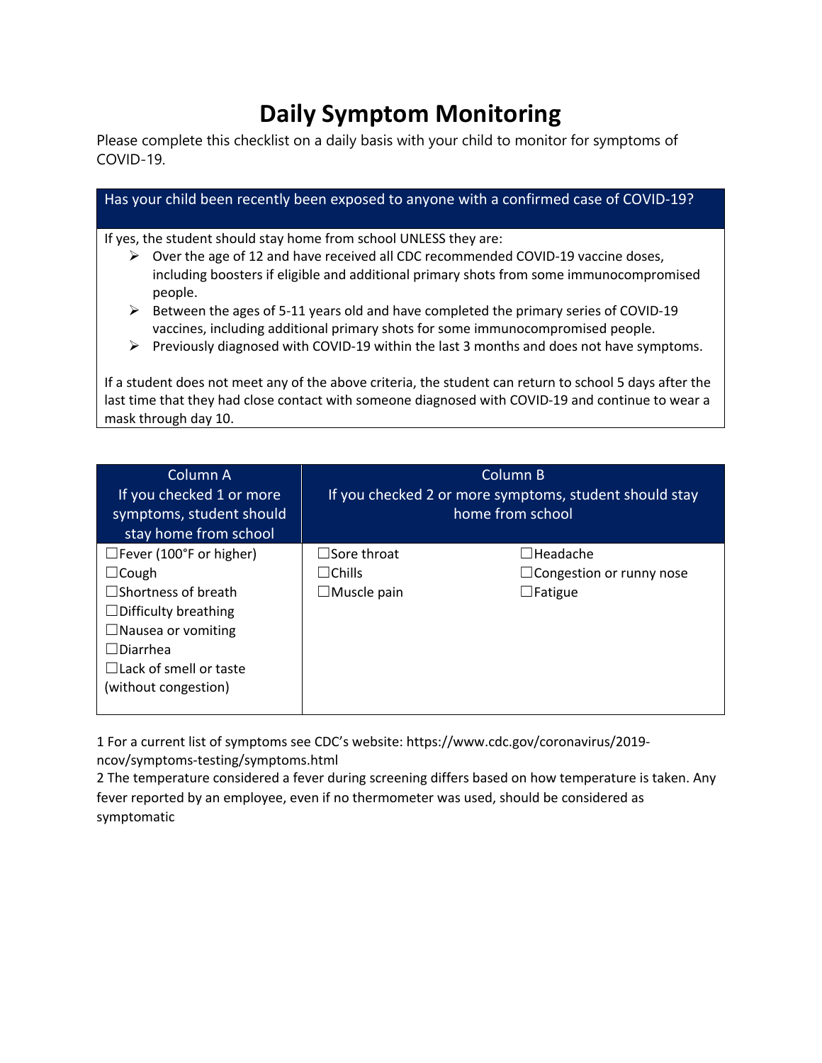# Daily Symptom Monitoring

Please complete this checklist on a daily basis with your child to monitor for symptoms of COVID-19.

| Has your child been recently been exposed to anyone with a confirmed case of COVID-19? |
|---|
| If yes, the student should stay home from school UNLESS they are:<br>➢ Over the age of 12 and have received all CDC recommended COVID-19 vaccine doses, including boosters if eligible and additional primary shots from some immunocompromised people.<br>➢ Between the ages of 5-11 years old and have completed the primary series of COVID-19 vaccines, including additional primary shots for some immunocompromised people.<br>➢ Previously diagnosed with COVID-19 within the last 3 months and does not have symptoms.<br><br>If a student does not meet any of the above criteria, the student can return to school 5 days after the last time that they had close contact with someone diagnosed with COVID-19 and continue to wear a mask through day 10. |

| Column A<br>If you checked 1 or more symptoms, student should stay home from school | Column B<br>If you checked 2 or more symptoms, student should stay home from school | |
|---|---|---|
| ☐Fever (100°F or higher) | ☐Sore throat | ☐Headache |
| ☐Cough | ☐Chills | ☐Congestion or runny nose |
| ☐Shortness of breath | ☐Muscle pain | ☐Fatigue |
| ☐Difficulty breathing | | |
| ☐Nausea or vomiting | | |
| ☐Diarrhea | | |
| ☐Lack of smell or taste (without congestion) | | |

1 For a current list of symptoms see CDC's website: https://www.cdc.gov/coronavirus/2019-ncov/symptoms-testing/symptoms.html

2 The temperature considered a fever during screening differs based on how temperature is taken. Any fever reported by an employee, even if no thermometer was used, should be considered as symptomatic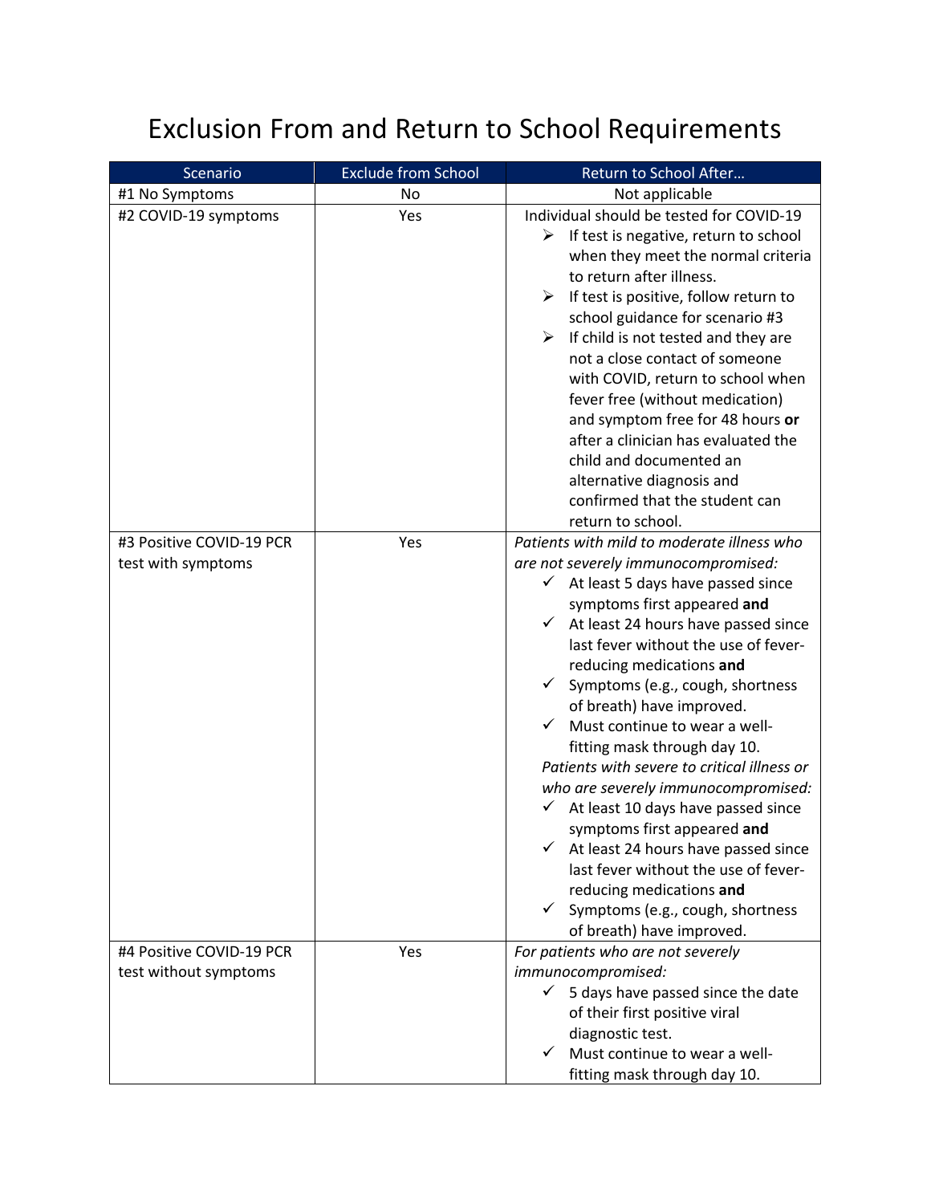# Exclusion From and Return to School Requirements

| Scenario | Exclude from School | Return to School After… |
|---|---|---|
| #1 No Symptoms | No | Not applicable |
| #2 COVID-19 symptoms | Yes | Individual should be tested for COVID-19<br>➢ If test is negative, return to school when they meet the normal criteria to return after illness.<br>➢ If test is positive, follow return to school guidance for scenario #3<br>➢ If child is not tested and they are not a close contact of someone with COVID, return to school when fever free (without medication) and symptom free for 48 hours **or** after a clinician has evaluated the child and documented an alternative diagnosis and confirmed that the student can return to school. |
| #3 Positive COVID-19 PCR test with symptoms | Yes | *Patients with mild to moderate illness who are not severely immunocompromised:*<br>✓ At least 5 days have passed since symptoms first appeared **and**<br>✓ At least 24 hours have passed since last fever without the use of fever-reducing medications **and**<br>✓ Symptoms (e.g., cough, shortness of breath) have improved.<br>✓ Must continue to wear a well-fitting mask through day 10.<br>*Patients with severe to critical illness or who are severely immunocompromised:*<br>✓ At least 10 days have passed since symptoms first appeared **and**<br>✓ At least 24 hours have passed since last fever without the use of fever-reducing medications **and**<br>✓ Symptoms (e.g., cough, shortness of breath) have improved. |
| #4 Positive COVID-19 PCR test without symptoms | Yes | *For patients who are not severely immunocompromised:*<br>✓ 5 days have passed since the date of their first positive viral diagnostic test.<br>✓ Must continue to wear a well-fitting mask through day 10. |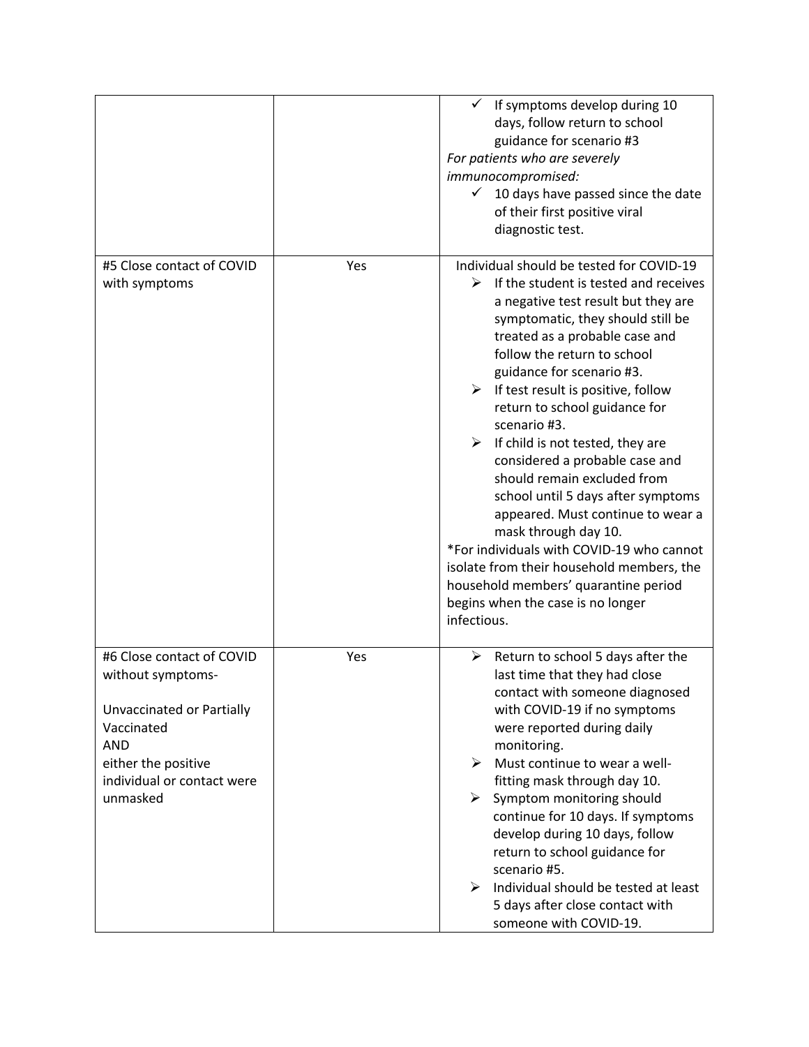| | | |
|---|---|---|
| | | ✓ If symptoms develop during 10 days, follow return to school guidance for scenario #3<br>*For patients who are severely immunocompromised:*<br>✓ 10 days have passed since the date of their first positive viral diagnostic test. |
| #5 Close contact of COVID with symptoms | Yes | Individual should be tested for COVID-19<br>➢ If the student is tested and receives a negative test result but they are symptomatic, they should still be treated as a probable case and follow the return to school guidance for scenario #3.<br>➢ If test result is positive, follow return to school guidance for scenario #3.<br>➢ If child is not tested, they are considered a probable case and should remain excluded from school until 5 days after symptoms appeared. Must continue to wear a mask through day 10.<br>*For individuals with COVID-19 who cannot isolate from their household members, the household members' quarantine period begins when the case is no longer infectious. |
| #6 Close contact of COVID without symptoms-<br><br>Unvaccinated or Partially Vaccinated<br>AND<br>either the positive individual or contact were unmasked | Yes | ➢ Return to school 5 days after the last time that they had close contact with someone diagnosed with COVID-19 if no symptoms were reported during daily monitoring.<br>➢ Must continue to wear a well-fitting mask through day 10.<br>➢ Symptom monitoring should continue for 10 days. If symptoms develop during 10 days, follow return to school guidance for scenario #5.<br>➢ Individual should be tested at least 5 days after close contact with someone with COVID-19. |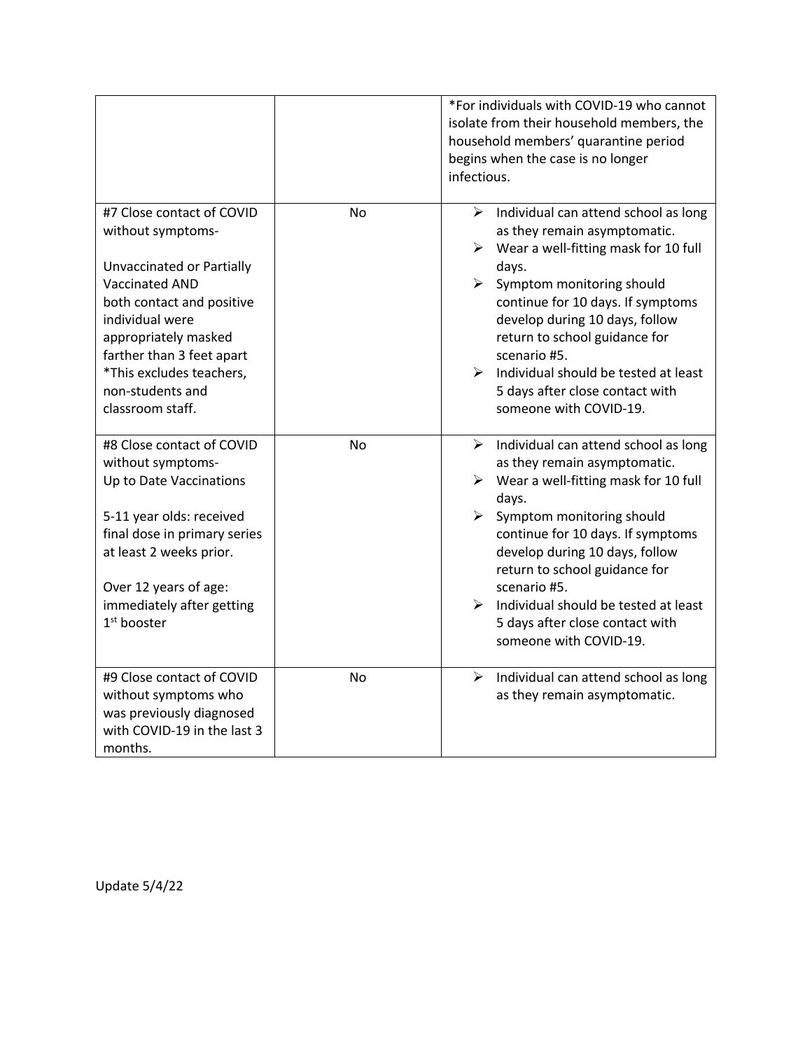| | | |
|---|---|---|
| | | *For individuals with COVID-19 who cannot isolate from their household members, the household members' quarantine period begins when the case is no longer infectious. |
| #7 Close contact of COVID without symptoms-<br><br>Unvaccinated or Partially Vaccinated AND both contact and positive individual were appropriately masked farther than 3 feet apart<br>*This excludes teachers, non-students and classroom staff. | No | ➢ Individual can attend school as long as they remain asymptomatic.<br>➢ Wear a well-fitting mask for 10 full days.<br>➢ Symptom monitoring should continue for 10 days. If symptoms develop during 10 days, follow return to school guidance for scenario #5.<br>➢ Individual should be tested at least 5 days after close contact with someone with COVID-19. |
| #8 Close contact of COVID without symptoms-<br>Up to Date Vaccinations<br><br>5-11 year olds: received final dose in primary series at least 2 weeks prior.<br><br>Over 12 years of age: immediately after getting 1st booster | No | ➢ Individual can attend school as long as they remain asymptomatic.<br>➢ Wear a well-fitting mask for 10 full days.<br>➢ Symptom monitoring should continue for 10 days. If symptoms develop during 10 days, follow return to school guidance for scenario #5.<br>➢ Individual should be tested at least 5 days after close contact with someone with COVID-19. |
| #9 Close contact of COVID without symptoms who was previously diagnosed with COVID-19 in the last 3 months. | No | ➢ Individual can attend school as long as they remain asymptomatic. |

Update 5/4/22